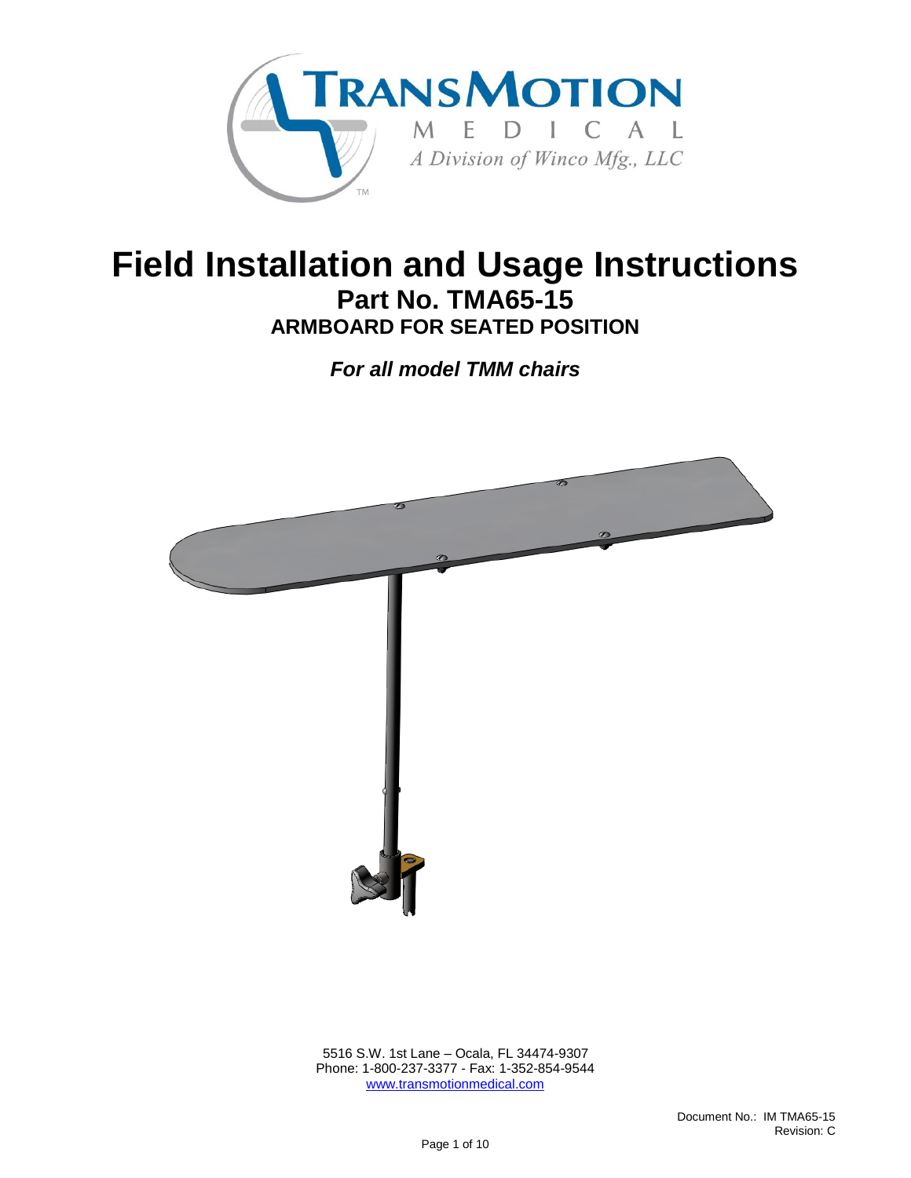TRANSMOTION MEDICAL

A Division of Winco Mfg., LLC

# Field Installation and Usage Instructions

## Part No. TMA65-15

### ARMBOARD FOR SEATED POSITION

***For all model TMM chairs***

5516 S.W. 1st Lane – Ocala, FL 34474-9307
Phone: 1-800-237-3377 - Fax: 1-352-854-9544
www.transmotionmedical.com

Document No.: IM TMA65-15
Revision: C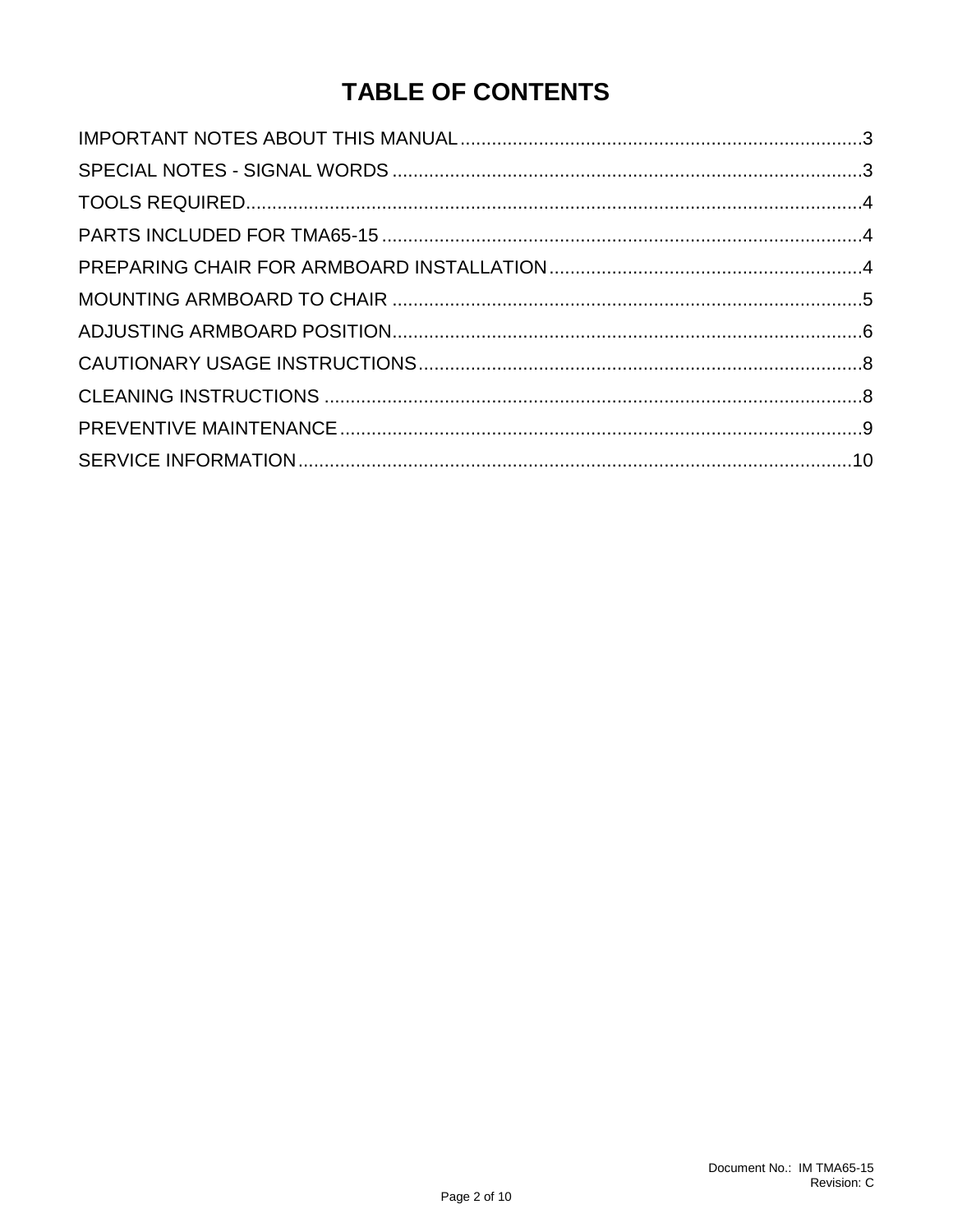# TABLE OF CONTENTS

IMPORTANT NOTES ABOUT THIS MANUAL............................................................................3
SPECIAL NOTES - SIGNAL WORDS ..........................................................................................3
TOOLS REQUIRED......................................................................................................................4
PARTS INCLUDED FOR TMA65-15 ............................................................................................4
PREPARING CHAIR FOR ARMBOARD INSTALLATION............................................................4
MOUNTING ARMBOARD TO CHAIR ..........................................................................................5
ADJUSTING ARMBOARD POSITION..........................................................................................6
CAUTIONARY USAGE INSTRUCTIONS.....................................................................................8
CLEANING INSTRUCTIONS .......................................................................................................8
PREVENTIVE MAINTENANCE....................................................................................................9
SERVICE INFORMATION...........................................................................................................10

Document No.: IM TMA65-15
Revision: C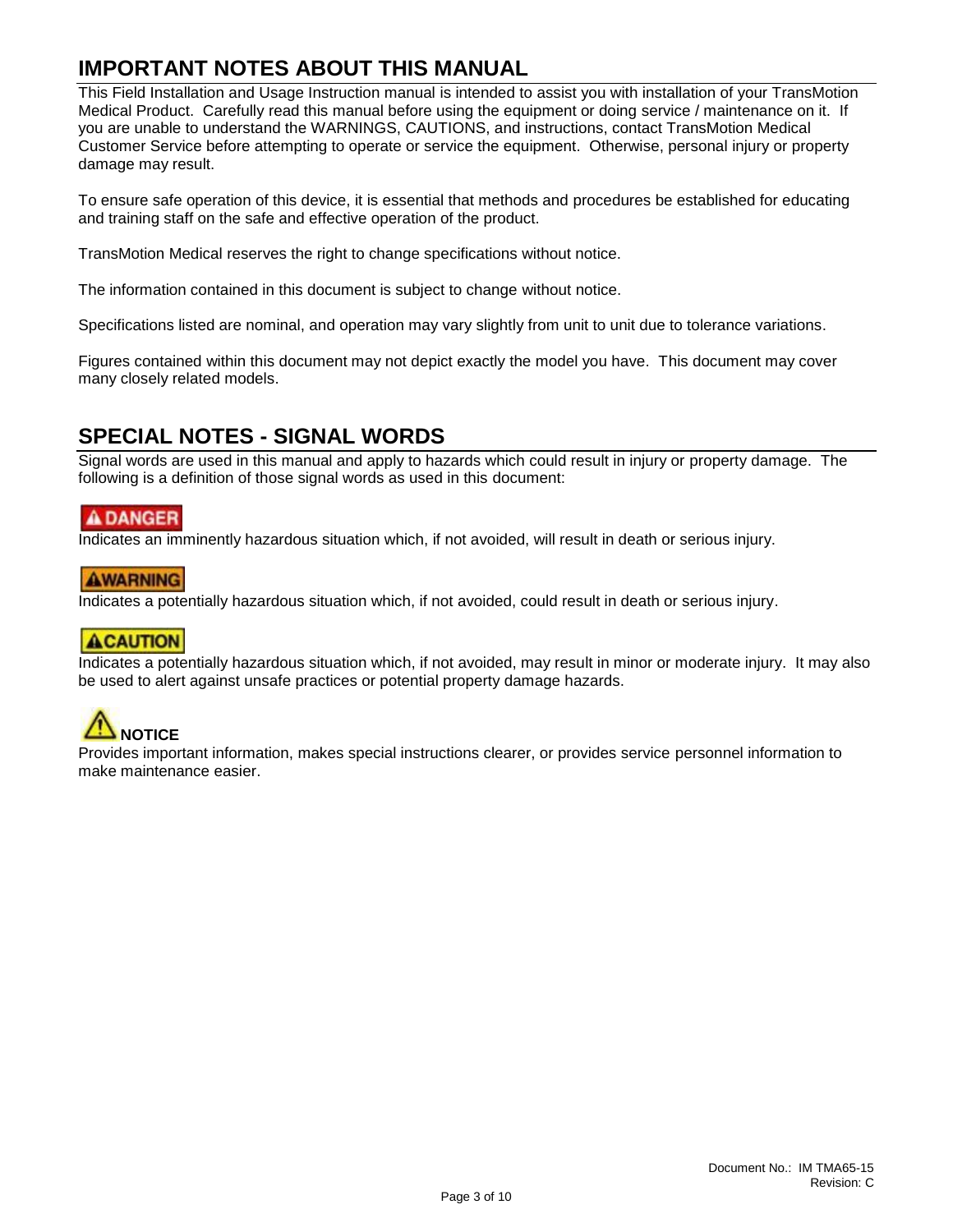## IMPORTANT NOTES ABOUT THIS MANUAL

This Field Installation and Usage Instruction manual is intended to assist you with installation of your TransMotion Medical Product. Carefully read this manual before using the equipment or doing service / maintenance on it. If you are unable to understand the WARNINGS, CAUTIONS, and instructions, contact TransMotion Medical Customer Service before attempting to operate or service the equipment. Otherwise, personal injury or property damage may result.

To ensure safe operation of this device, it is essential that methods and procedures be established for educating and training staff on the safe and effective operation of the product.

TransMotion Medical reserves the right to change specifications without notice.

The information contained in this document is subject to change without notice.

Specifications listed are nominal, and operation may vary slightly from unit to unit due to tolerance variations.

Figures contained within this document may not depict exactly the model you have. This document may cover many closely related models.

## SPECIAL NOTES - SIGNAL WORDS

Signal words are used in this manual and apply to hazards which could result in injury or property damage. The following is a definition of those signal words as used in this document:

**⚠ DANGER**

Indicates an imminently hazardous situation which, if not avoided, will result in death or serious injury.

**⚠ WARNING**

Indicates a potentially hazardous situation which, if not avoided, could result in death or serious injury.

**⚠ CAUTION**

Indicates a potentially hazardous situation which, if not avoided, may result in minor or moderate injury. It may also be used to alert against unsafe practices or potential property damage hazards.

**⚠ NOTICE**

Provides important information, makes special instructions clearer, or provides service personnel information to make maintenance easier.

Document No.: IM TMA65-15
Revision: C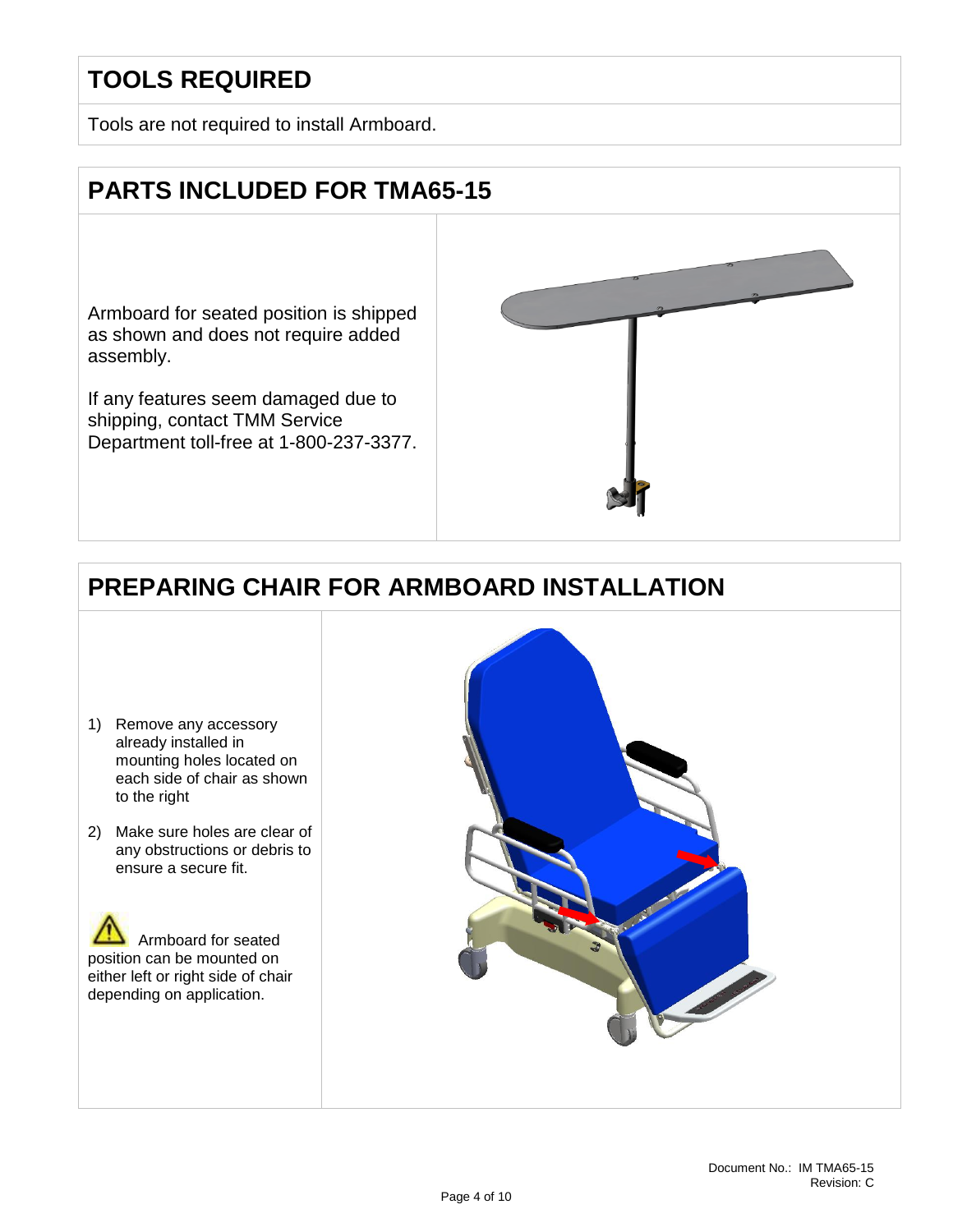## TOOLS REQUIRED

Tools are not required to install Armboard.

## PARTS INCLUDED FOR TMA65-15

Armboard for seated position is shipped as shown and does not require added assembly.

If any features seem damaged due to shipping, contact TMM Service Department toll-free at 1-800-237-3377.

## PREPARING CHAIR FOR ARMBOARD INSTALLATION

1) Remove any accessory already installed in mounting holes located on each side of chair as shown to the right
2) Make sure holes are clear of any obstructions or debris to ensure a secure fit.

⚠ Armboard for seated position can be mounted on either left or right side of chair depending on application.

Document No.: IM TMA65-15
Revision: C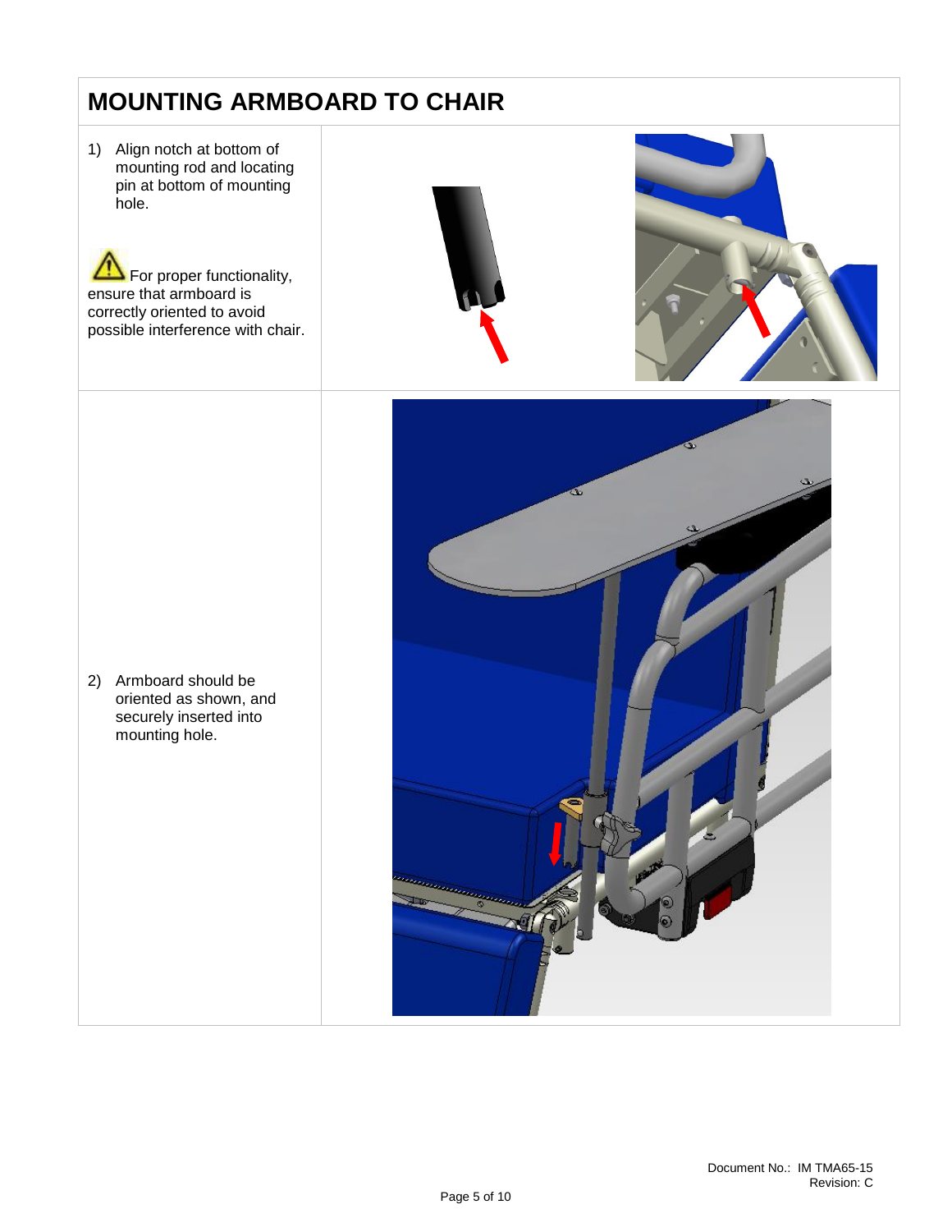# MOUNTING ARMBOARD TO CHAIR

1) Align notch at bottom of mounting rod and locating pin at bottom of mounting hole.

⚠ For proper functionality, ensure that armboard is correctly oriented to avoid possible interference with chair.

2) Armboard should be oriented as shown, and securely inserted into mounting hole.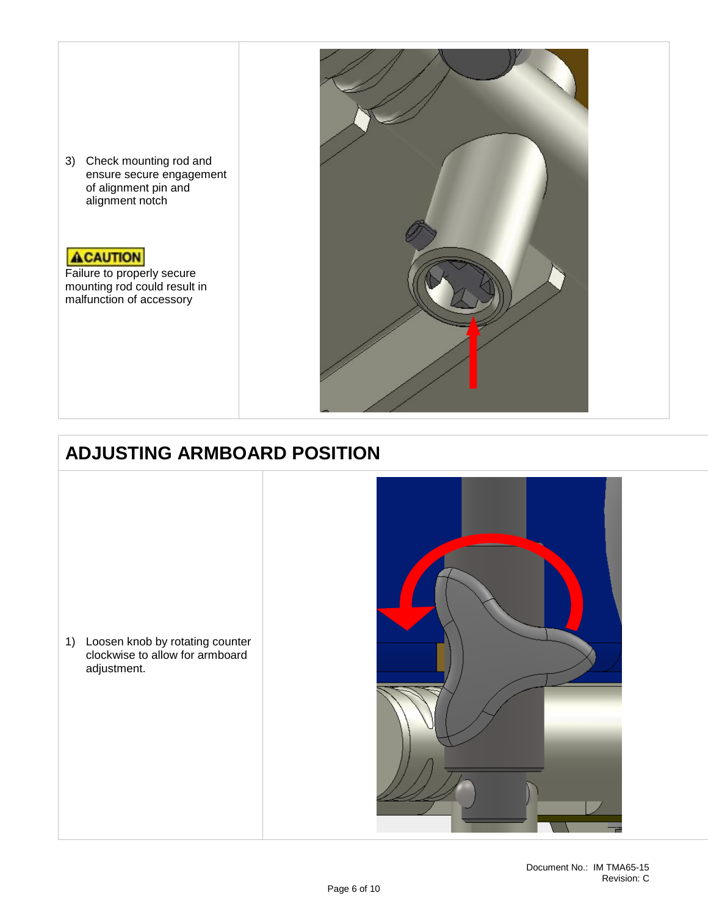3) Check mounting rod and ensure secure engagement of alignment pin and alignment notch

**⚠CAUTION**

Failure to properly secure mounting rod could result in malfunction of accessory

## ADJUSTING ARMBOARD POSITION

1) Loosen knob by rotating counter clockwise to allow for armboard adjustment.

Document No.: IM TMA65-15
Revision: C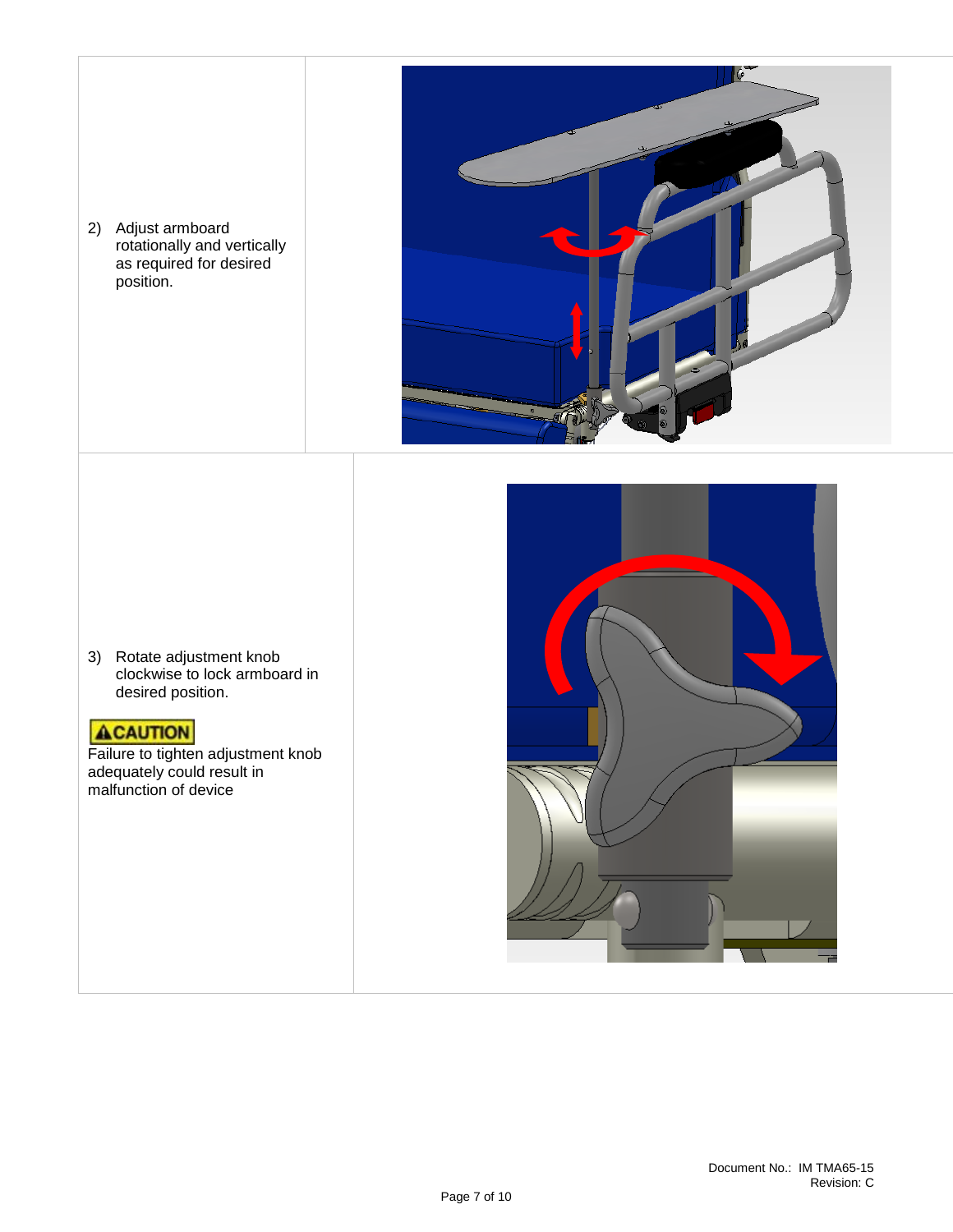2) Adjust armboard rotationally and vertically as required for desired position.

3) Rotate adjustment knob clockwise to lock armboard in desired position.

**⚠CAUTION**

Failure to tighten adjustment knob adequately could result in malfunction of device

Document No.: IM TMA65-15
Revision: C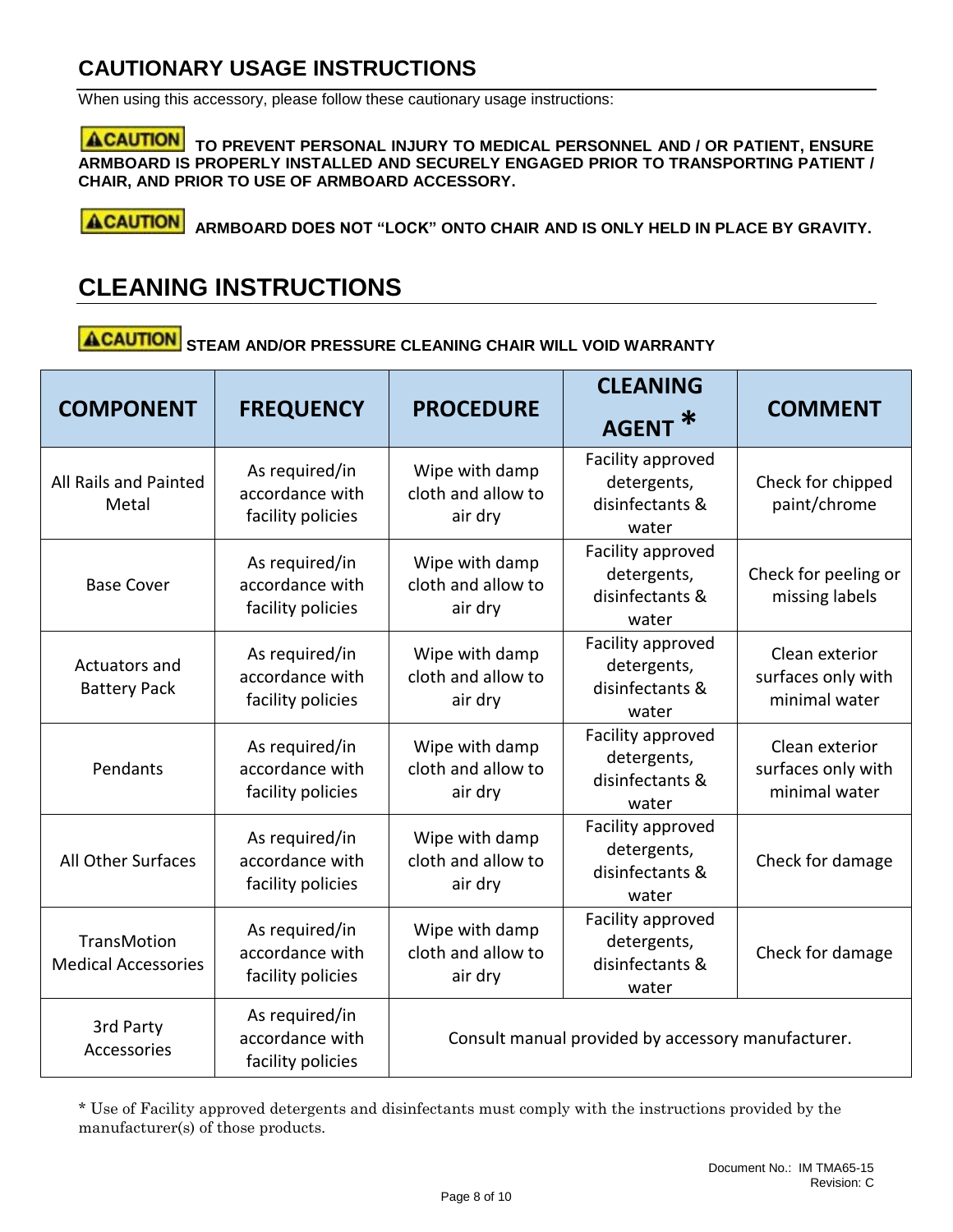## CAUTIONARY USAGE INSTRUCTIONS

When using this accessory, please follow these cautionary usage instructions:

**⚠CAUTION TO PREVENT PERSONAL INJURY TO MEDICAL PERSONNEL AND / OR PATIENT, ENSURE ARMBOARD IS PROPERLY INSTALLED AND SECURELY ENGAGED PRIOR TO TRANSPORTING PATIENT / CHAIR, AND PRIOR TO USE OF ARMBOARD ACCESSORY.**

**⚠CAUTION ARMBOARD DOES NOT "LOCK" ONTO CHAIR AND IS ONLY HELD IN PLACE BY GRAVITY.**

## CLEANING INSTRUCTIONS

**⚠CAUTION STEAM AND/OR PRESSURE CLEANING CHAIR WILL VOID WARRANTY**

| COMPONENT | FREQUENCY | PROCEDURE | CLEANING AGENT * | COMMENT |
|---|---|---|---|---|
| All Rails and Painted Metal | As required/in accordance with facility policies | Wipe with damp cloth and allow to air dry | Facility approved detergents, disinfectants & water | Check for chipped paint/chrome |
| Base Cover | As required/in accordance with facility policies | Wipe with damp cloth and allow to air dry | Facility approved detergents, disinfectants & water | Check for peeling or missing labels |
| Actuators and Battery Pack | As required/in accordance with facility policies | Wipe with damp cloth and allow to air dry | Facility approved detergents, disinfectants & water | Clean exterior surfaces only with minimal water |
| Pendants | As required/in accordance with facility policies | Wipe with damp cloth and allow to air dry | Facility approved detergents, disinfectants & water | Clean exterior surfaces only with minimal water |
| All Other Surfaces | As required/in accordance with facility policies | Wipe with damp cloth and allow to air dry | Facility approved detergents, disinfectants & water | Check for damage |
| TransMotion Medical Accessories | As required/in accordance with facility policies | Wipe with damp cloth and allow to air dry | Facility approved detergents, disinfectants & water | Check for damage |
| 3rd Party Accessories | As required/in accordance with facility policies | Consult manual provided by accessory manufacturer. | | |

* Use of Facility approved detergents and disinfectants must comply with the instructions provided by the manufacturer(s) of those products.

Document No.: IM TMA65-15
Revision: C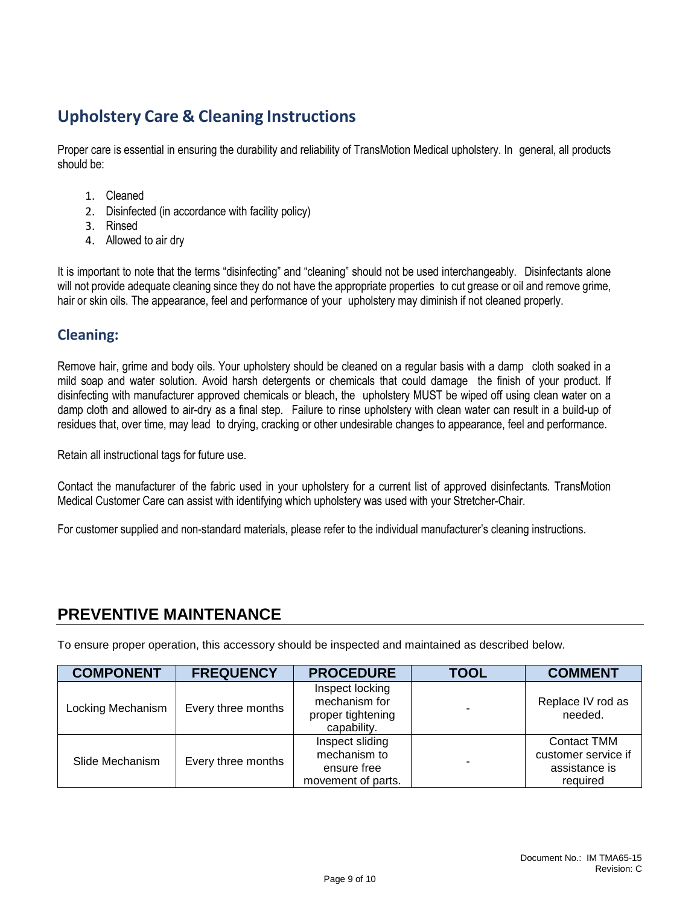## Upholstery Care & Cleaning Instructions

Proper care is essential in ensuring the durability and reliability of TransMotion Medical upholstery. In general, all products should be:

1. Cleaned
2. Disinfected (in accordance with facility policy)
3. Rinsed
4. Allowed to air dry

It is important to note that the terms “disinfecting” and “cleaning” should not be used interchangeably. Disinfectants alone will not provide adequate cleaning since they do not have the appropriate properties to cut grease or oil and remove grime, hair or skin oils. The appearance, feel and performance of your upholstery may diminish if not cleaned properly.

### Cleaning:

Remove hair, grime and body oils. Your upholstery should be cleaned on a regular basis with a damp cloth soaked in a mild soap and water solution. Avoid harsh detergents or chemicals that could damage the finish of your product. If disinfecting with manufacturer approved chemicals or bleach, the upholstery MUST be wiped off using clean water on a damp cloth and allowed to air-dry as a final step. Failure to rinse upholstery with clean water can result in a build-up of residues that, over time, may lead to drying, cracking or other undesirable changes to appearance, feel and performance.

Retain all instructional tags for future use.

Contact the manufacturer of the fabric used in your upholstery for a current list of approved disinfectants. TransMotion Medical Customer Care can assist with identifying which upholstery was used with your Stretcher-Chair.

For customer supplied and non-standard materials, please refer to the individual manufacturer’s cleaning instructions.

## PREVENTIVE MAINTENANCE

To ensure proper operation, this accessory should be inspected and maintained as described below.

| COMPONENT | FREQUENCY | PROCEDURE | TOOL | COMMENT |
|---|---|---|---|---|
| Locking Mechanism | Every three months | Inspect locking mechanism for proper tightening capability. | - | Replace IV rod as needed. |
| Slide Mechanism | Every three months | Inspect sliding mechanism to ensure free movement of parts. | - | Contact TMM customer service if assistance is required |

Document No.: IM TMA65-15
Revision: C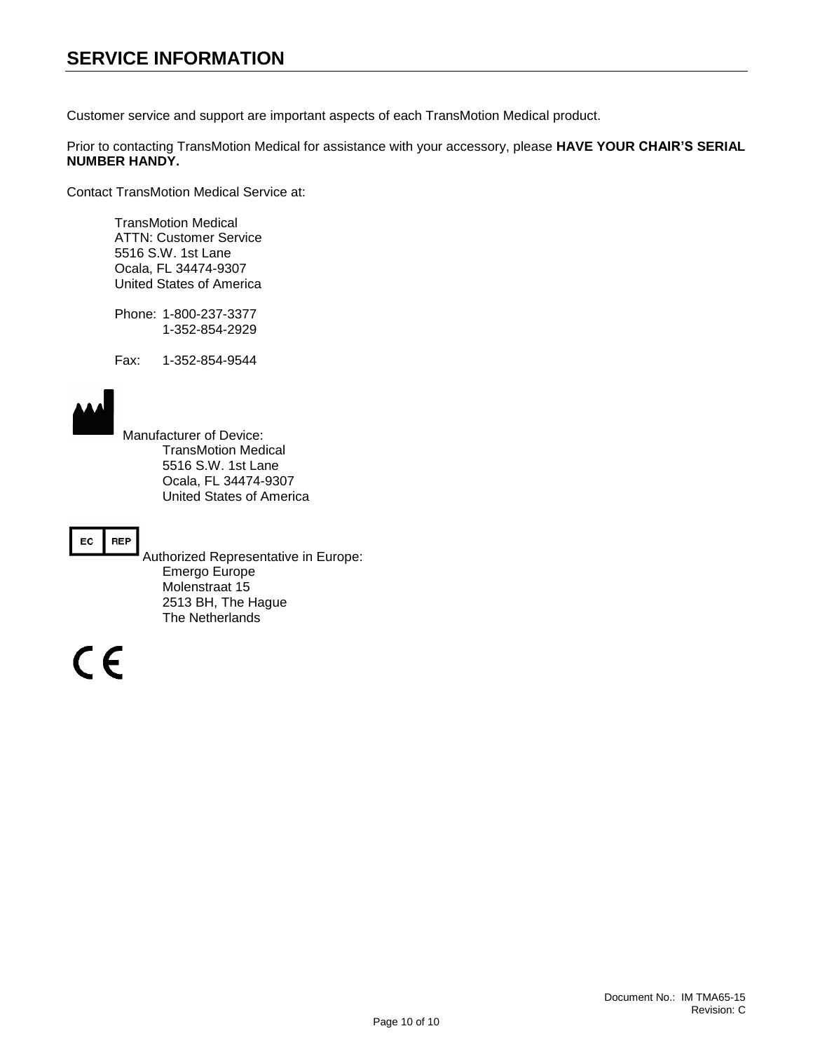# SERVICE INFORMATION

Customer service and support are important aspects of each TransMotion Medical product.

Prior to contacting TransMotion Medical for assistance with your accessory, please **HAVE YOUR CHAIR'S SERIAL NUMBER HANDY.**

Contact TransMotion Medical Service at:

TransMotion Medical
ATTN: Customer Service
5516 S.W. 1st Lane
Ocala, FL 34474-9307
United States of America

Phone: 1-800-237-3377
1-352-854-2929

Fax: 1-352-854-9544

Manufacturer of Device:
TransMotion Medical
5516 S.W. 1st Lane
Ocala, FL 34474-9307
United States of America

EC REP

Authorized Representative in Europe:
Emergo Europe
Molenstraat 15
2513 BH, The Hague
The Netherlands

CE

Document No.: IM TMA65-15
Revision: C